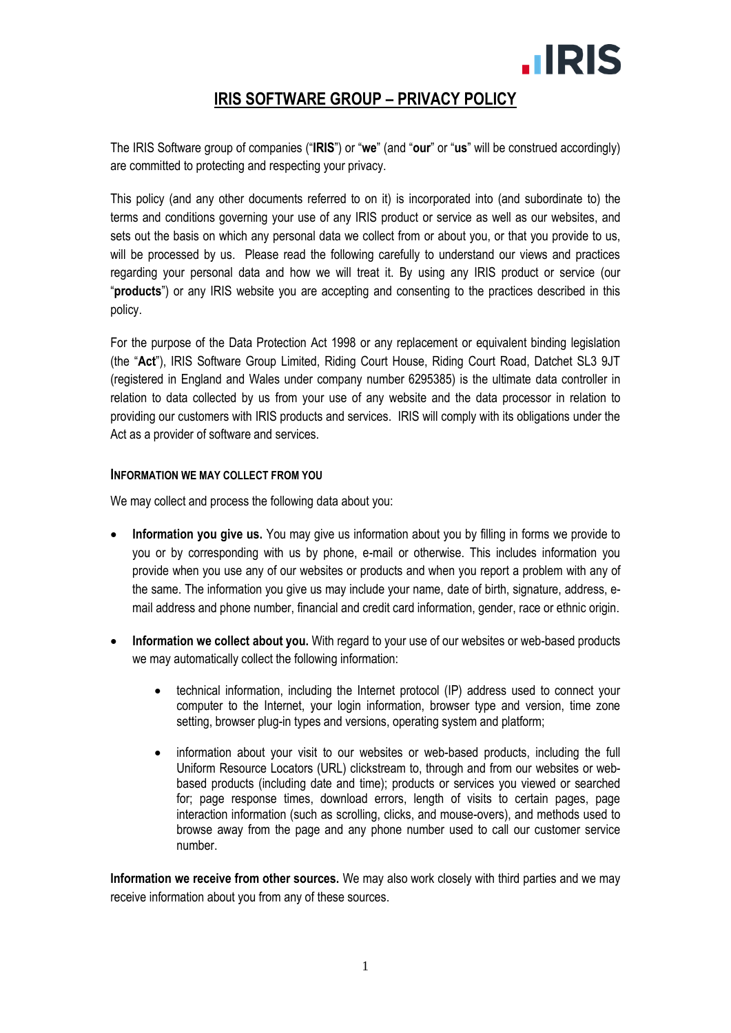# IRIS SOFTWARE GROUP – PRIVACY POLICY

The IRIS Software group of companies ("**IRIS**") or "**we**" (and "**our**" or "**us**" will be construed accordingly) are committed to protecting and respecting your privacy.

This policy (and any other documents referred to on it) is incorporated into (and subordinate to) the terms and conditions governing your use of any IRIS product or service as well as our websites, and sets out the basis on which any personal data we collect from or about you, or that you provide to us, will be processed by us. Please read the following carefully to understand our views and practices regarding your personal data and how we will treat it. By using any IRIS product or service (our "**products**") or any IRIS website you are accepting and consenting to the practices described in this policy.

For the purpose of the Data Protection Act 1998 or any replacement or equivalent binding legislation (the "**Act**"), IRIS Software Group Limited, Riding Court House, Riding Court Road, Datchet SL3 9JT (registered in England and Wales under company number 6295385) is the ultimate data controller in relation to data collected by us from your use of any website and the data processor in relation to providing our customers with IRIS products and services. IRIS will comply with its obligations under the Act as a provider of software and services.

#### INFORMATION WE MAY COLLECT FROM YOU

We may collect and process the following data about you:

- **Information you give us.** You may give us information about you by filling in forms we provide to you or by corresponding with us by phone, e-mail or otherwise. This includes information you provide when you use any of our websites or products and when you report a problem with any of the same. The information you give us may include your name, date of birth, signature, address, e-mail address and phone number, financial and credit card information, gender, race or ethnic origin.

- **Information we collect about you.** With regard to your use of our websites or web-based products we may automatically collect the following information:

  - technical information, including the Internet protocol (IP) address used to connect your computer to the Internet, your login information, browser type and version, time zone setting, browser plug-in types and versions, operating system and platform;

  - information about your visit to our websites or web-based products, including the full Uniform Resource Locators (URL) clickstream to, through and from our websites or web-based products (including date and time); products or services you viewed or searched for; page response times, download errors, length of visits to certain pages, page interaction information (such as scrolling, clicks, and mouse-overs), and methods used to browse away from the page and any phone number used to call our customer service number.

**Information we receive from other sources.** We may also work closely with third parties and we may receive information about you from any of these sources.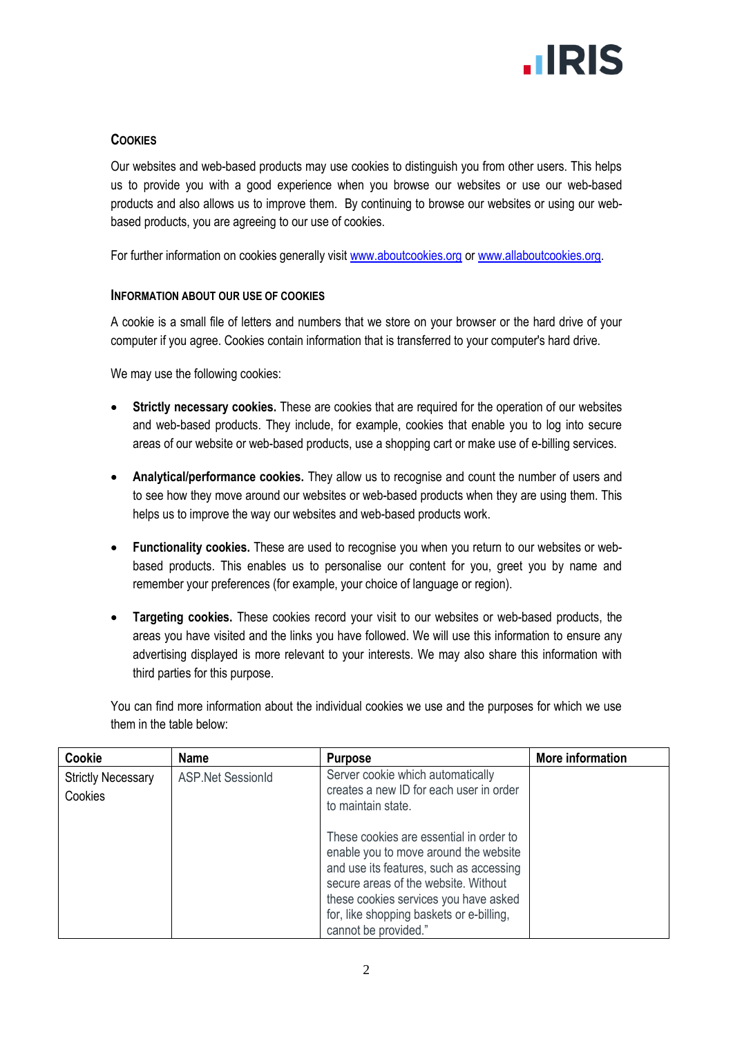## Cookies

Our websites and web-based products may use cookies to distinguish you from other users. This helps us to provide you with a good experience when you browse our websites or use our web-based products and also allows us to improve them. By continuing to browse our websites or using our web-based products, you are agreeing to our use of cookies.

For further information on cookies generally visit [www.aboutcookies.org](http://www.aboutcookies.org) or [www.allaboutcookies.org](http://www.allaboutcookies.org).

### Information about our use of cookies

A cookie is a small file of letters and numbers that we store on your browser or the hard drive of your computer if you agree. Cookies contain information that is transferred to your computer's hard drive.

We may use the following cookies:

- **Strictly necessary cookies.** These are cookies that are required for the operation of our websites and web-based products. They include, for example, cookies that enable you to log into secure areas of our website or web-based products, use a shopping cart or make use of e-billing services.
- **Analytical/performance cookies.** They allow us to recognise and count the number of users and to see how they move around our websites or web-based products when they are using them. This helps us to improve the way our websites and web-based products work.
- **Functionality cookies.** These are used to recognise you when you return to our websites or web-based products. This enables us to personalise our content for you, greet you by name and remember your preferences (for example, your choice of language or region).
- **Targeting cookies.** These cookies record your visit to our websites or web-based products, the areas you have visited and the links you have followed. We will use this information to ensure any advertising displayed is more relevant to your interests. We may also share this information with third parties for this purpose.

You can find more information about the individual cookies we use and the purposes for which we use them in the table below:

| Cookie | Name | Purpose | More information |
|---|---|---|---|
| Strictly Necessary Cookies | ASP.Net SessionId | Server cookie which automatically creates a new ID for each user in order to maintain state.<br><br>These cookies are essential in order to enable you to move around the website and use its features, such as accessing secure areas of the website. Without these cookies services you have asked for, like shopping baskets or e-billing, cannot be provided." | |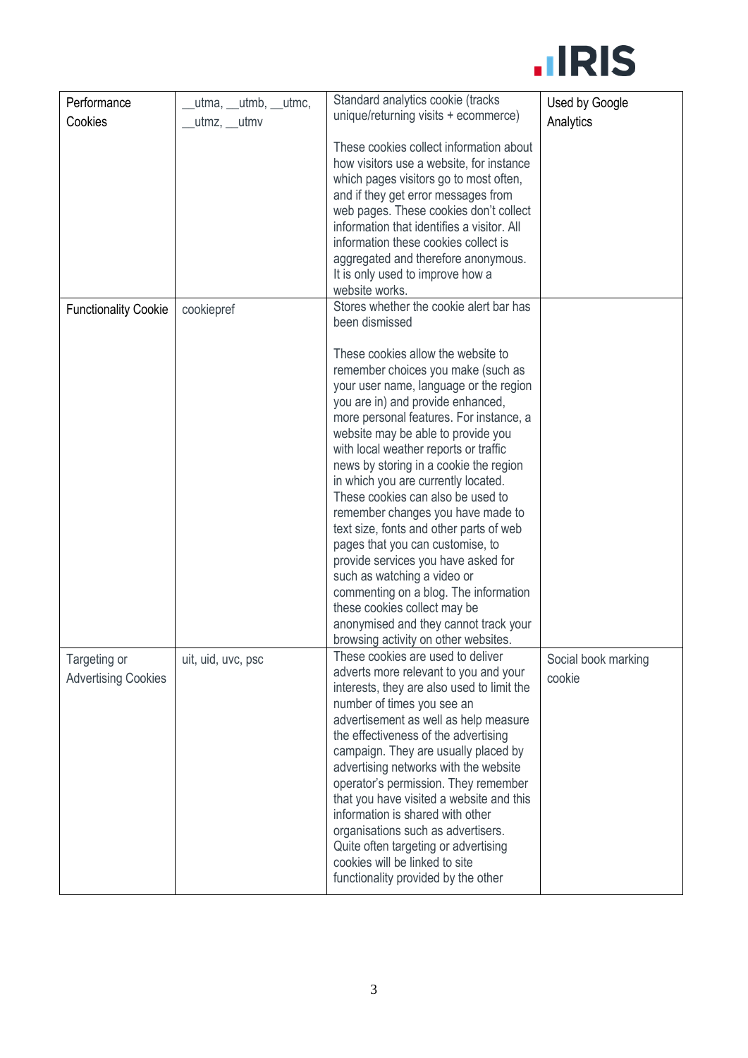| Performance Cookies | __utma, __utmb, __utmc, __utmz, __utmv | Standard analytics cookie (tracks unique/returning visits + ecommerce)<br><br>These cookies collect information about how visitors use a website, for instance which pages visitors go to most often, and if they get error messages from web pages. These cookies don't collect information that identifies a visitor. All information these cookies collect is aggregated and therefore anonymous. It is only used to improve how a website works. | Used by Google Analytics |
|---|---|---|---|
| Functionality Cookie | cookiepref | Stores whether the cookie alert bar has been dismissed<br><br>These cookies allow the website to remember choices you make (such as your user name, language or the region you are in) and provide enhanced, more personal features. For instance, a website may be able to provide you with local weather reports or traffic news by storing in a cookie the region in which you are currently located. These cookies can also be used to remember changes you have made to text size, fonts and other parts of web pages that you can customise, to provide services you have asked for such as watching a video or commenting on a blog. The information these cookies collect may be anonymised and they cannot track your browsing activity on other websites. | |
| Targeting or Advertising Cookies | uit, uid, uvc, psc | These cookies are used to deliver adverts more relevant to you and your interests, they are also used to limit the number of times you see an advertisement as well as help measure the effectiveness of the advertising campaign. They are usually placed by advertising networks with the website operator's permission. They remember that you have visited a website and this information is shared with other organisations such as advertisers. Quite often targeting or advertising cookies will be linked to site functionality provided by the other | Social book marking cookie |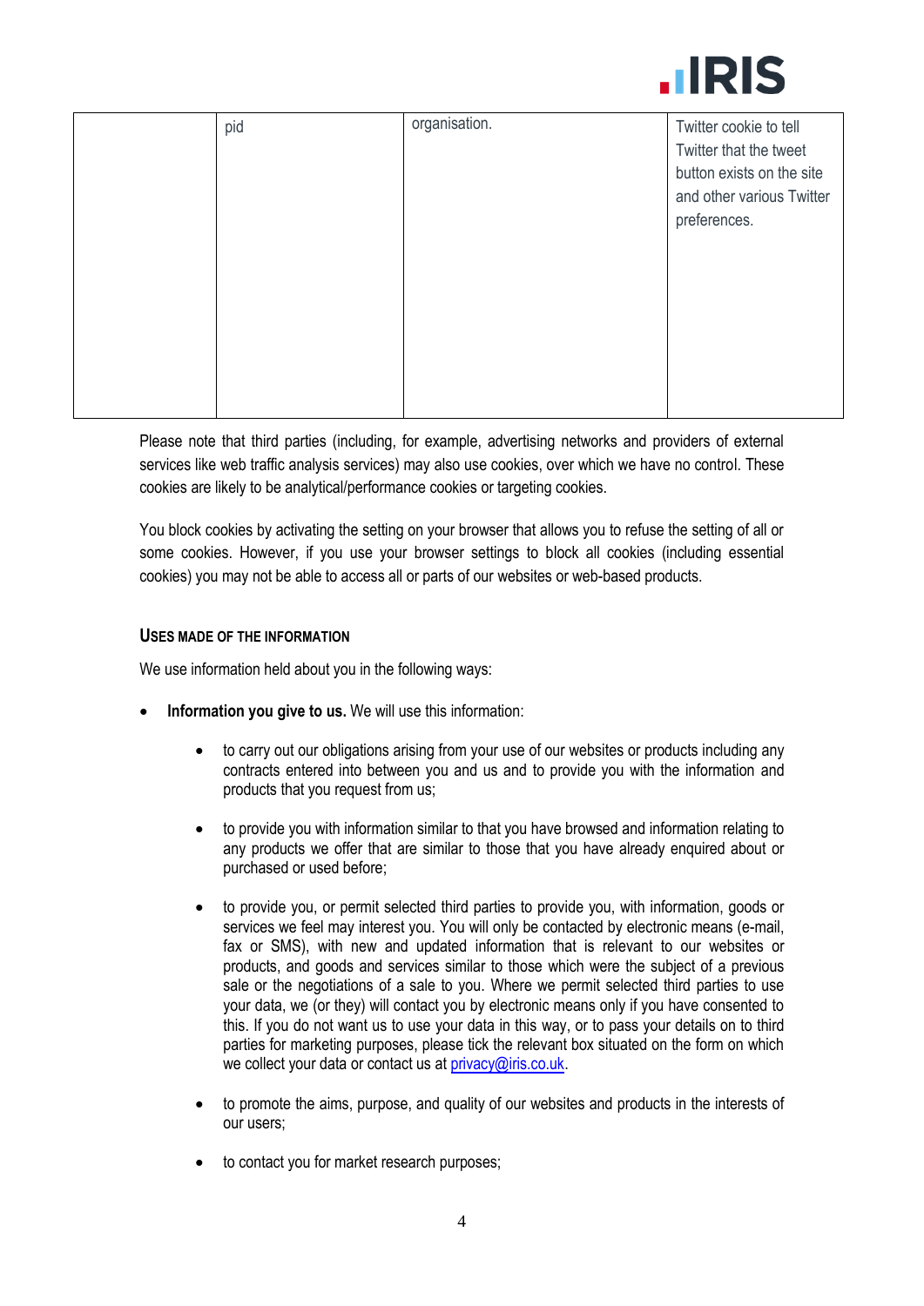|  | pid | organisation. | Twitter cookie to tell Twitter that the tweet button exists on the site and other various Twitter preferences. |
|---|---|---|---|

Please note that third parties (including, for example, advertising networks and providers of external services like web traffic analysis services) may also use cookies, over which we have no control. These cookies are likely to be analytical/performance cookies or targeting cookies.

You block cookies by activating the setting on your browser that allows you to refuse the setting of all or some cookies. However, if you use your browser settings to block all cookies (including essential cookies) you may not be able to access all or parts of our websites or web-based products.

### USES MADE OF THE INFORMATION

We use information held about you in the following ways:

- **Information you give to us.** We will use this information:
    - to carry out our obligations arising from your use of our websites or products including any contracts entered into between you and us and to provide you with the information and products that you request from us;
    - to provide you with information similar to that you have browsed and information relating to any products we offer that are similar to those that you have already enquired about or purchased or used before;
    - to provide you, or permit selected third parties to provide you, with information, goods or services we feel may interest you. You will only be contacted by electronic means (e-mail, fax or SMS), with new and updated information that is relevant to our websites or products, and goods and services similar to those which were the subject of a previous sale or the negotiations of a sale to you. Where we permit selected third parties to use your data, we (or they) will contact you by electronic means only if you have consented to this. If you do not want us to use your data in this way, or to pass your details on to third parties for marketing purposes, please tick the relevant box situated on the form on which we collect your data or contact us at privacy@iris.co.uk.
    - to promote the aims, purpose, and quality of our websites and products in the interests of our users;
    - to contact you for market research purposes;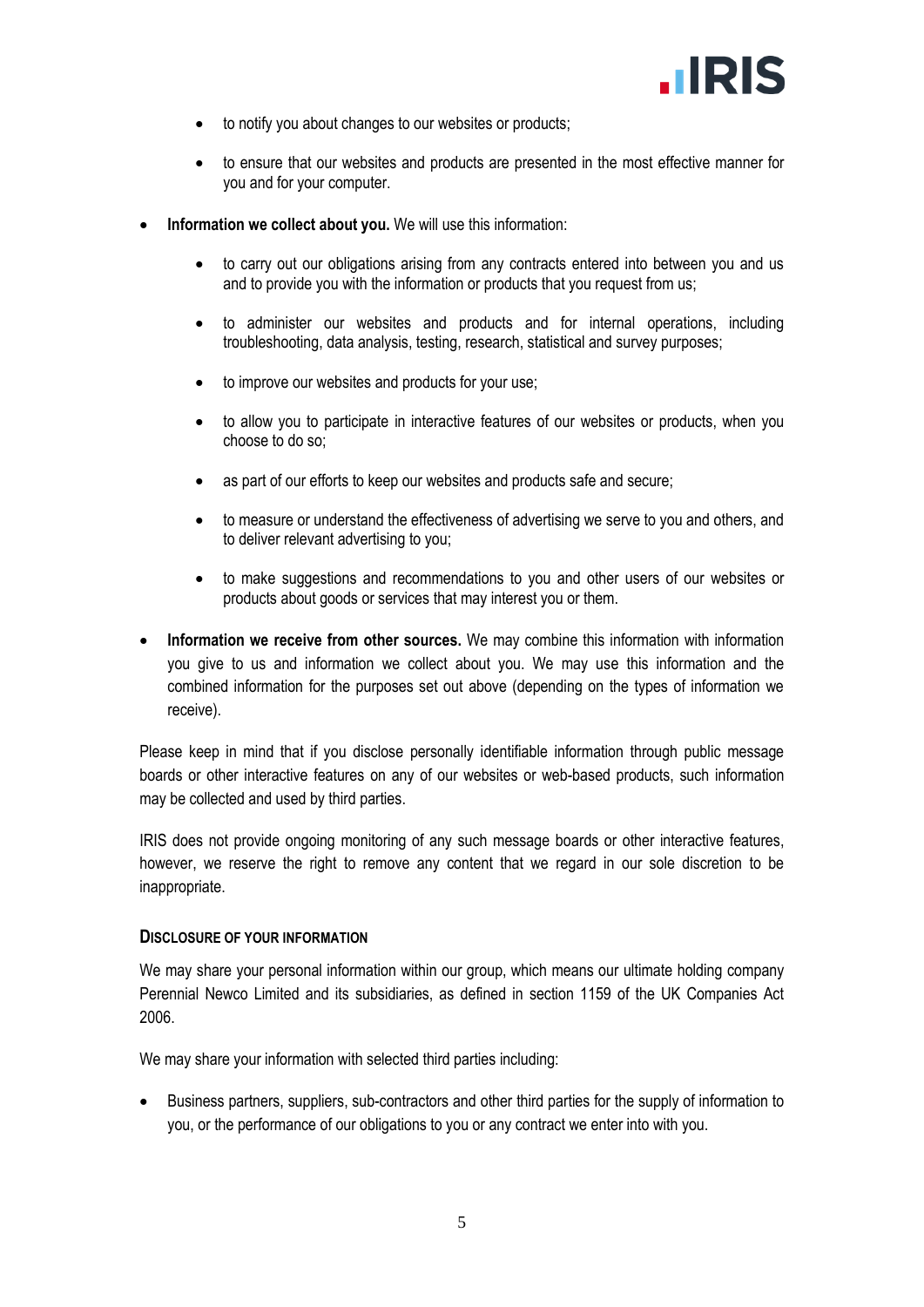- to notify you about changes to our websites or products;

- to ensure that our websites and products are presented in the most effective manner for you and for your computer.

- **Information we collect about you.** We will use this information:

  - to carry out our obligations arising from any contracts entered into between you and us and to provide you with the information or products that you request from us;

  - to administer our websites and products and for internal operations, including troubleshooting, data analysis, testing, research, statistical and survey purposes;

  - to improve our websites and products for your use;

  - to allow you to participate in interactive features of our websites or products, when you choose to do so;

  - as part of our efforts to keep our websites and products safe and secure;

  - to measure or understand the effectiveness of advertising we serve to you and others, and to deliver relevant advertising to you;

  - to make suggestions and recommendations to you and other users of our websites or products about goods or services that may interest you or them.

- **Information we receive from other sources.** We may combine this information with information you give to us and information we collect about you. We may use this information and the combined information for the purposes set out above (depending on the types of information we receive).

Please keep in mind that if you disclose personally identifiable information through public message boards or other interactive features on any of our websites or web-based products, such information may be collected and used by third parties.

IRIS does not provide ongoing monitoring of any such message boards or other interactive features, however, we reserve the right to remove any content that we regard in our sole discretion to be inappropriate.

### Disclosure of Your Information

We may share your personal information within our group, which means our ultimate holding company Perennial Newco Limited and its subsidiaries, as defined in section 1159 of the UK Companies Act 2006.

We may share your information with selected third parties including:

- Business partners, suppliers, sub-contractors and other third parties for the supply of information to you, or the performance of our obligations to you or any contract we enter into with you.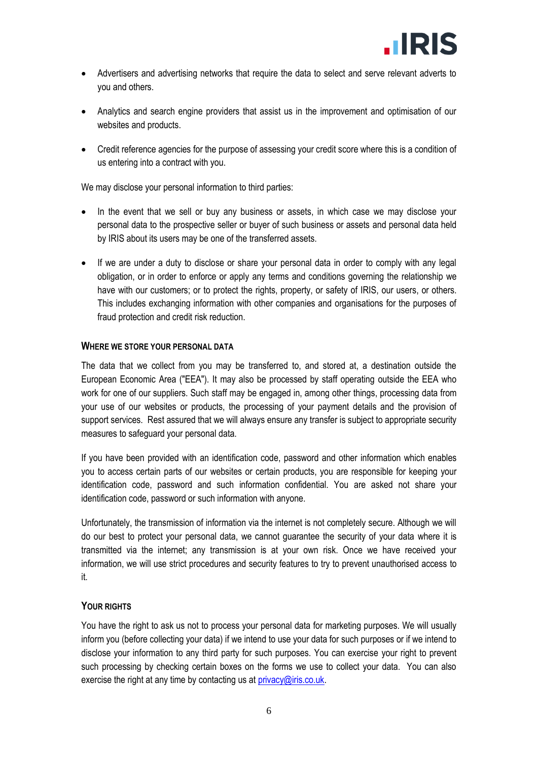- Advertisers and advertising networks that require the data to select and serve relevant adverts to you and others.

- Analytics and search engine providers that assist us in the improvement and optimisation of our websites and products.

- Credit reference agencies for the purpose of assessing your credit score where this is a condition of us entering into a contract with you.

We may disclose your personal information to third parties:

- In the event that we sell or buy any business or assets, in which case we may disclose your personal data to the prospective seller or buyer of such business or assets and personal data held by IRIS about its users may be one of the transferred assets.

- If we are under a duty to disclose or share your personal data in order to comply with any legal obligation, or in order to enforce or apply any terms and conditions governing the relationship we have with our customers; or to protect the rights, property, or safety of IRIS, our users, or others. This includes exchanging information with other companies and organisations for the purposes of fraud protection and credit risk reduction.

### WHERE WE STORE YOUR PERSONAL DATA

The data that we collect from you may be transferred to, and stored at, a destination outside the European Economic Area ("EEA"). It may also be processed by staff operating outside the EEA who work for one of our suppliers. Such staff may be engaged in, among other things, processing data from your use of our websites or products, the processing of your payment details and the provision of support services. Rest assured that we will always ensure any transfer is subject to appropriate security measures to safeguard your personal data.

If you have been provided with an identification code, password and other information which enables you to access certain parts of our websites or certain products, you are responsible for keeping your identification code, password and such information confidential. You are asked not share your identification code, password or such information with anyone.

Unfortunately, the transmission of information via the internet is not completely secure. Although we will do our best to protect your personal data, we cannot guarantee the security of your data where it is transmitted via the internet; any transmission is at your own risk. Once we have received your information, we will use strict procedures and security features to try to prevent unauthorised access to it.

### YOUR RIGHTS

You have the right to ask us not to process your personal data for marketing purposes. We will usually inform you (before collecting your data) if we intend to use your data for such purposes or if we intend to disclose your information to any third party for such purposes. You can exercise your right to prevent such processing by checking certain boxes on the forms we use to collect your data. You can also exercise the right at any time by contacting us at privacy@iris.co.uk.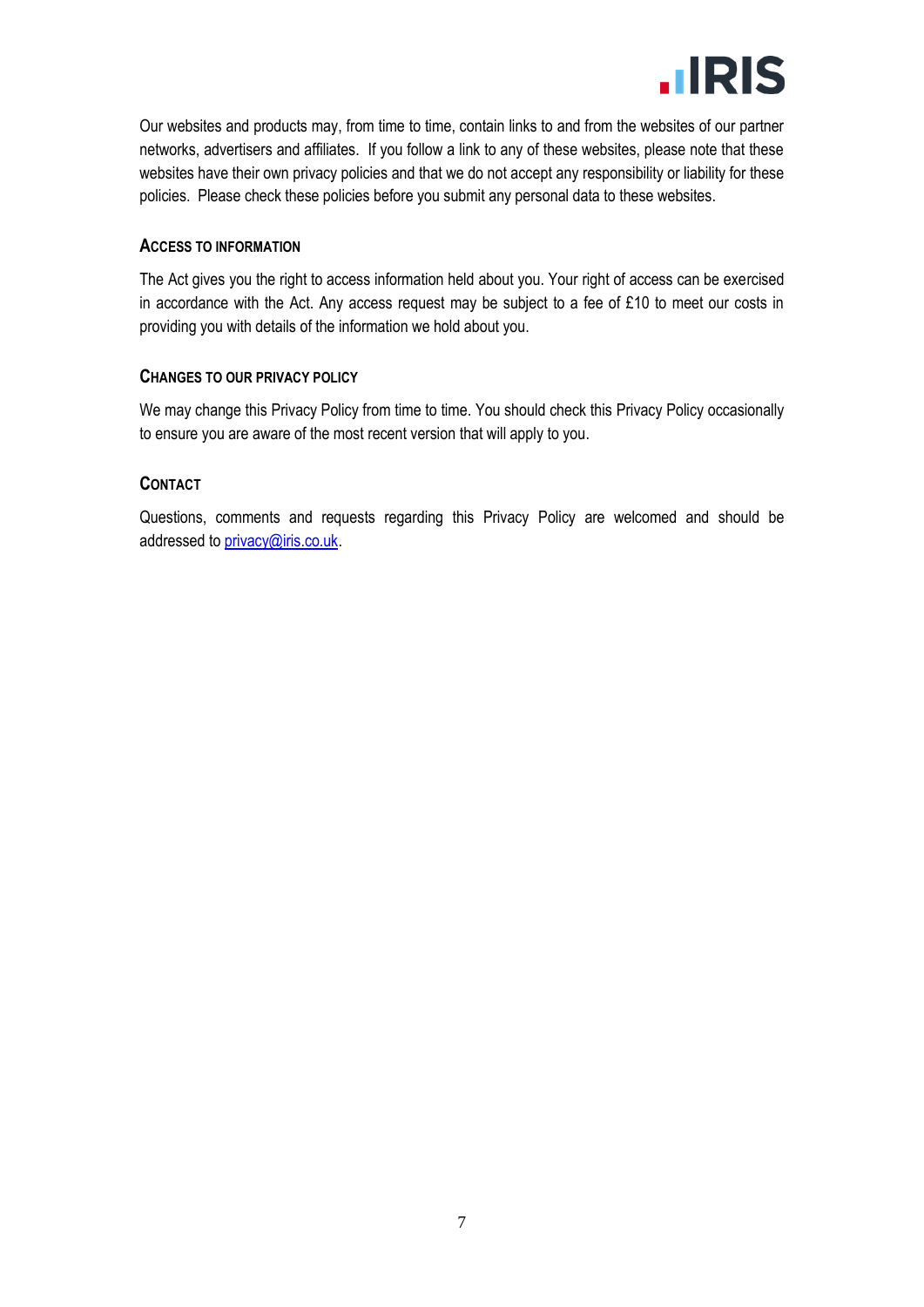Our websites and products may, from time to time, contain links to and from the websites of our partner networks, advertisers and affiliates. If you follow a link to any of these websites, please note that these websites have their own privacy policies and that we do not accept any responsibility or liability for these policies. Please check these policies before you submit any personal data to these websites.

### ACCESS TO INFORMATION

The Act gives you the right to access information held about you. Your right of access can be exercised in accordance with the Act. Any access request may be subject to a fee of £10 to meet our costs in providing you with details of the information we hold about you.

### CHANGES TO OUR PRIVACY POLICY

We may change this Privacy Policy from time to time. You should check this Privacy Policy occasionally to ensure you are aware of the most recent version that will apply to you.

### CONTACT

Questions, comments and requests regarding this Privacy Policy are welcomed and should be addressed to privacy@iris.co.uk.